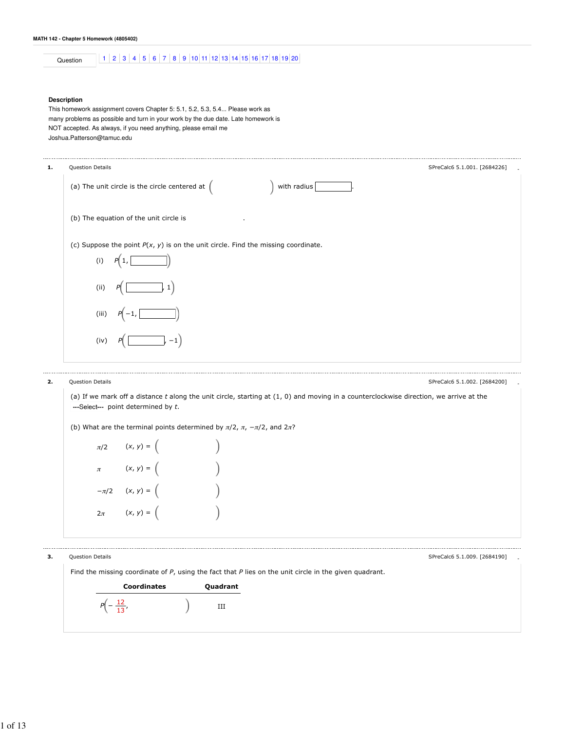MATH 142 - Chapter 5 Homework (4805402)

| Question | 1 | 2 | 3 | 4 | 5 | 6 | 7 | 8 | 9 | 10 | 11 | 12 | 13 | 14 | 15 | 16 | 17 | 18 | 19 | 20 |
|---|---|---|---|---|---|---|---|---|---|---|---|---|---|---|---|---|---|---|---|---|

**Description**

This homework assignment covers Chapter 5: 5.1, 5.2, 5.3, 5.4... Please work as many problems as possible and turn in your work by the due date. Late homework is NOT accepted. As always, if you need anything, please email me Joshua.Patterson@tamuc.edu

---

**1.** Question Details — SPreCalc6 5.1.001. [2684226]

(a) The unit circle is the circle centered at ( ) with radius ____.

(b) The equation of the unit circle is ____.

(c) Suppose the point $P(x, y)$ is on the unit circle. Find the missing coordinate.

(i) $P(1, \text{____})$

(ii) $P(\text{____}, 1)$

(iii) $P(-1, \text{____})$

(iv) $P(\text{____}, -1)$

---

**2.** Question Details — SPreCalc6 5.1.002. [2684200]

(a) If we mark off a distance $t$ along the unit circle, starting at (1, 0) and moving in a counterclockwise direction, we arrive at the ---Select--- point determined by $t$.

(b) What are the terminal points determined by $\pi/2$, $\pi$, $-\pi/2$, and $2\pi$?

$\pi/2$ $(x, y) = ( \quad )$

$\pi$ $(x, y) = ( \quad )$

$-\pi/2$ $(x, y) = ( \quad )$

$2\pi$ $(x, y) = ( \quad )$

---

**3.** Question Details — SPreCalc6 5.1.009. [2684190]

Find the missing coordinate of $P$, using the fact that $P$ lies on the unit circle in the given quadrant.

| Coordinates | Quadrant |
|---|---|
| $P\left(-\frac{12}{13}, \quad \right)$ | III |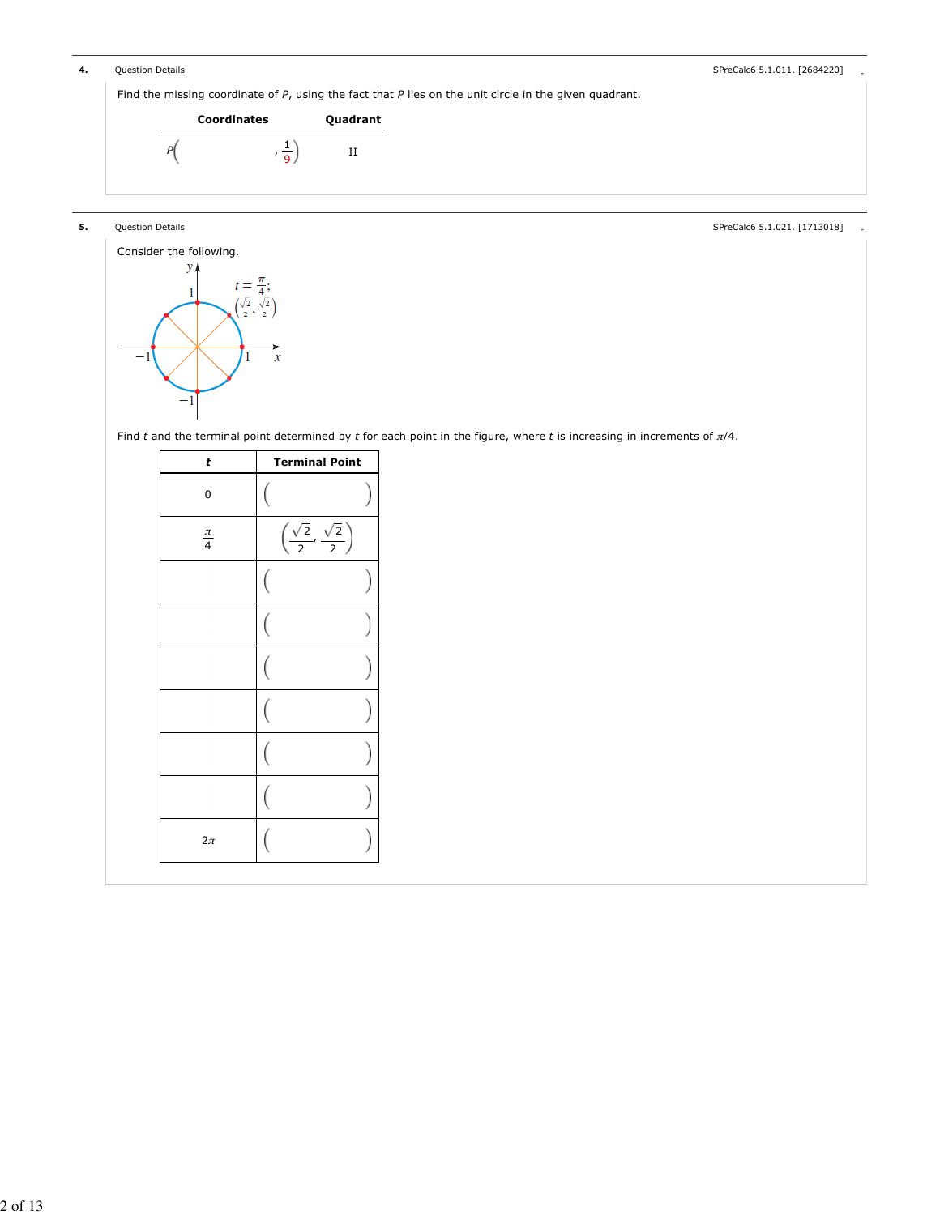**4.** Question Details SPreCalc6 5.1.011. [2684220]

Find the missing coordinate of $P$, using the fact that $P$ lies on the unit circle in the given quadrant.

| Coordinates | Quadrant |
| --- | --- |
| $P\left( \quad , \frac{1}{9}\right)$ | II |

**5.** Question Details SPreCalc6 5.1.021. [1713018]

Consider the following.

$t = \frac{\pi}{4}$; $\left(\frac{\sqrt{2}}{2}, \frac{\sqrt{2}}{2}\right)$

Find $t$ and the terminal point determined by $t$ for each point in the figure, where $t$ is increasing in increments of $\pi/4$.

| *t* | Terminal Point |
| --- | --- |
| 0 | $( \quad )$ |
| $\frac{\pi}{4}$ | $\left(\frac{\sqrt{2}}{2}, \frac{\sqrt{2}}{2}\right)$ |
| | $( \quad )$ |
| | $( \quad )$ |
| | $( \quad )$ |
| | $( \quad )$ |
| | $( \quad )$ |
| | $( \quad )$ |
| $2\pi$ | $( \quad )$ |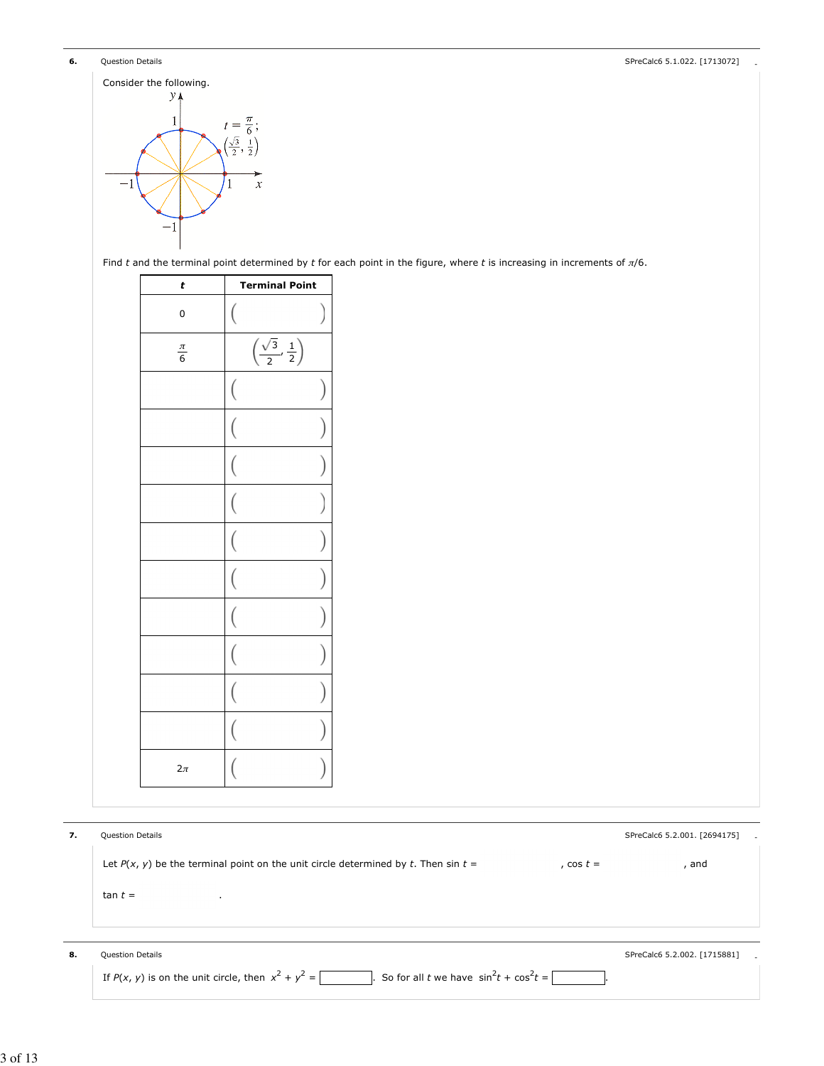**6.** Question Details SPreCalc6 5.1.022. [1713072]

Consider the following.

Find $t$ and the terminal point determined by $t$ for each point in the figure, where $t$ is increasing in increments of $\pi/6$.

| $t$ | Terminal Point |
|---|---|
| 0 | ( ) |
| $\frac{\pi}{6}$ | $\left(\frac{\sqrt{3}}{2}, \frac{1}{2}\right)$ |
| | ( ) |
| | ( ) |
| | ( ) |
| | ( ) |
| | ( ) |
| | ( ) |
| | ( ) |
| | ( ) |
| | ( ) |
| | ( ) |
| $2\pi$ | ( ) |

**7.** Question Details SPreCalc6 5.2.001. [2694175]

Let $P(x, y)$ be the terminal point on the unit circle determined by $t$. Then $\sin t =$ ______, $\cos t =$ ______, and $\tan t =$ ______.

**8.** Question Details SPreCalc6 5.2.002. [1715881]

If $P(x, y)$ is on the unit circle, then $x^2 + y^2 =$ ______. So for all $t$ we have $\sin^2 t + \cos^2 t =$ ______.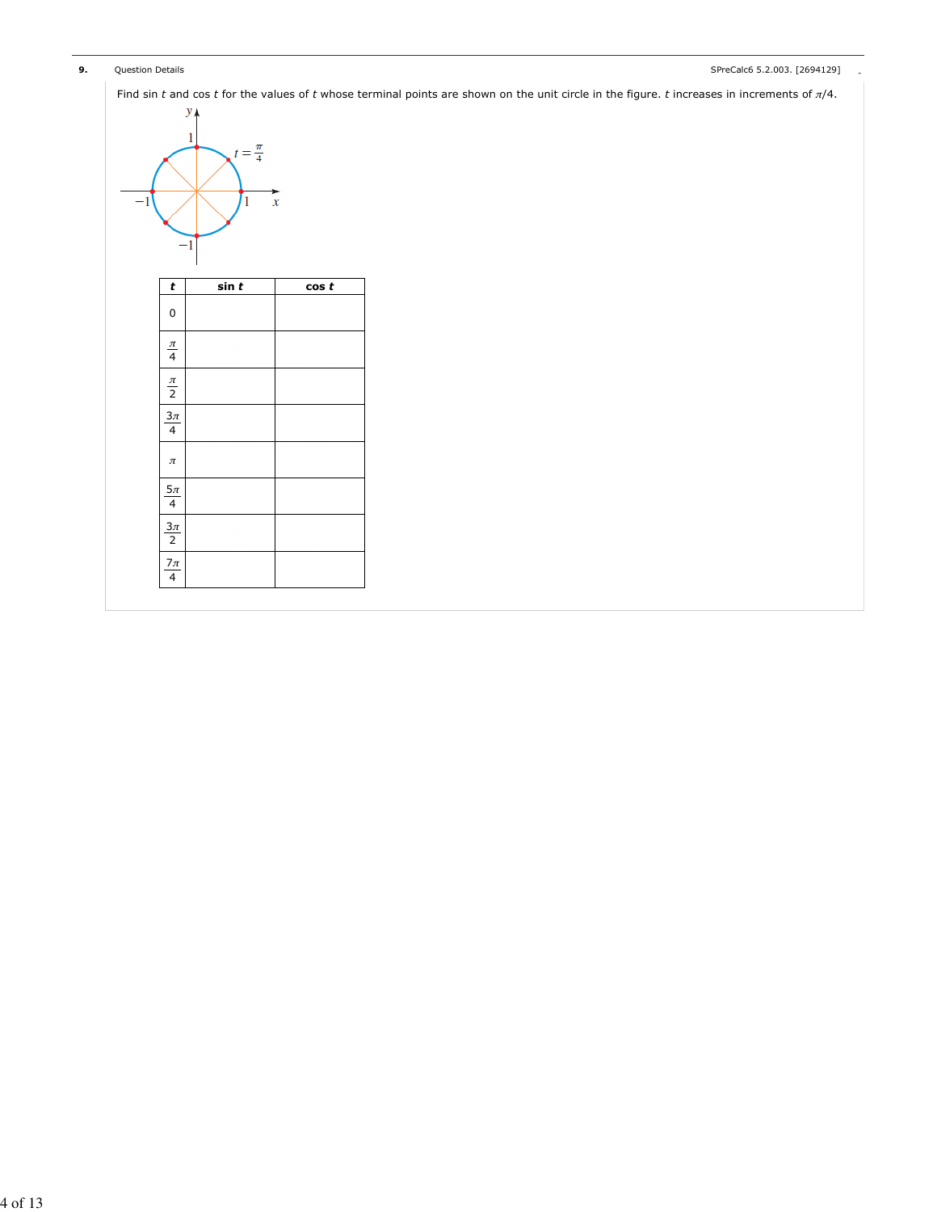**9.** Question Details SPreCalc6 5.2.003. [2694129]

Find sin $t$ and cos $t$ for the values of $t$ whose terminal points are shown on the unit circle in the figure. $t$ increases in increments of $\pi/4$.

| $t$ | sin $t$ | cos $t$ |
|---|---|---|
| 0 | | |
| $\frac{\pi}{4}$ | | |
| $\frac{\pi}{2}$ | | |
| $\frac{3\pi}{4}$ | | |
| $\pi$ | | |
| $\frac{5\pi}{4}$ | | |
| $\frac{3\pi}{2}$ | | |
| $\frac{7\pi}{4}$ | | |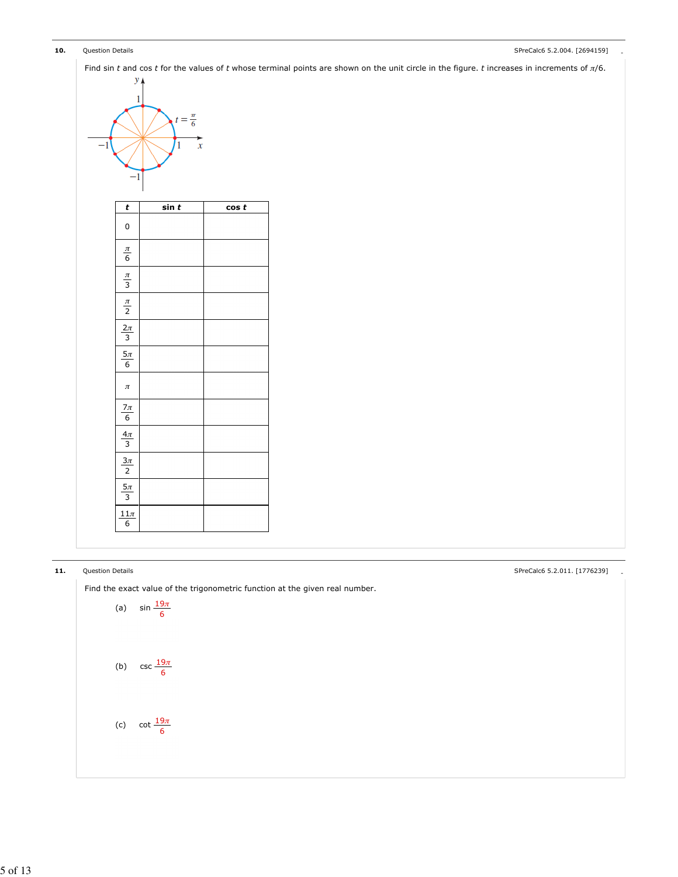**10.** Question Details — SPreCalc6 5.2.004. [2694159]

Find sin $t$ and cos $t$ for the values of $t$ whose terminal points are shown on the unit circle in the figure. $t$ increases in increments of $\pi/6$.

| $t$ | sin $t$ | cos $t$ |
|---|---|---|
| 0 | | |
| $\frac{\pi}{6}$ | | |
| $\frac{\pi}{3}$ | | |
| $\frac{\pi}{2}$ | | |
| $\frac{2\pi}{3}$ | | |
| $\frac{5\pi}{6}$ | | |
| $\pi$ | | |
| $\frac{7\pi}{6}$ | | |
| $\frac{4\pi}{3}$ | | |
| $\frac{3\pi}{2}$ | | |
| $\frac{5\pi}{3}$ | | |
| $\frac{11\pi}{6}$ | | |

**11.** Question Details — SPreCalc6 5.2.011. [1776239]

Find the exact value of the trigonometric function at the given real number.

(a) $\sin \frac{19\pi}{6}$

(b) $\csc \frac{19\pi}{6}$

(c) $\cot \frac{19\pi}{6}$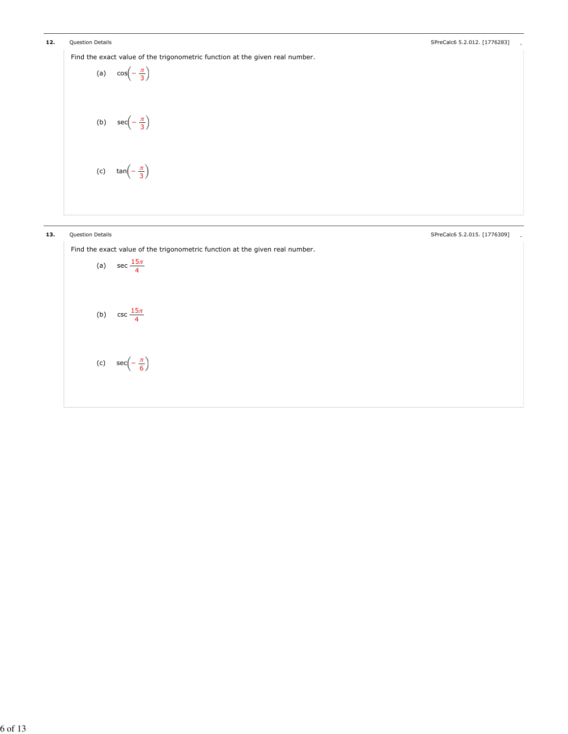**12.** Question Details SPreCalc6 5.2.012. [1776283]

Find the exact value of the trigonometric function at the given real number.

(a) $\cos\left(-\frac{\pi}{3}\right)$

(b) $\sec\left(-\frac{\pi}{3}\right)$

(c) $\tan\left(-\frac{\pi}{3}\right)$

**13.** Question Details SPreCalc6 5.2.015. [1776309]

Find the exact value of the trigonometric function at the given real number.

(a) $\sec\frac{15\pi}{4}$

(b) $\csc\frac{15\pi}{4}$

(c) $\sec\left(-\frac{\pi}{6}\right)$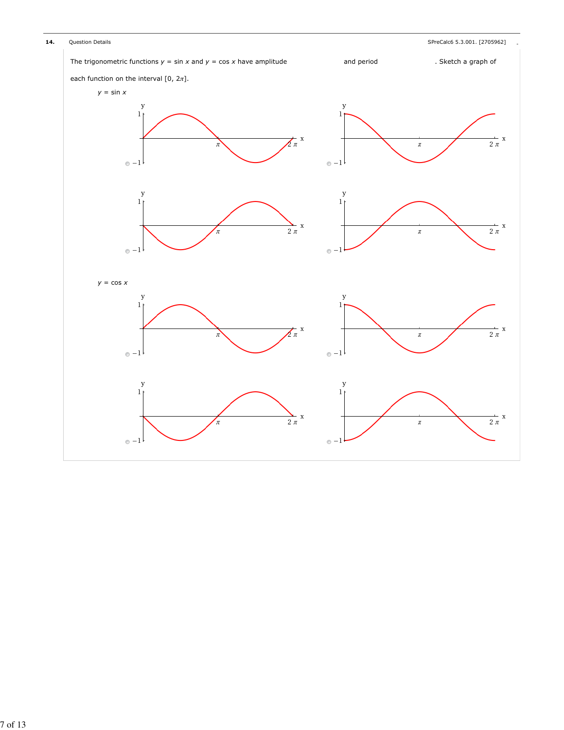**14.** Question Details SPreCalc6 5.3.001. [2705962]

The trigonometric functions $y = \sin x$ and $y = \cos x$ have amplitude ______ and period ______. Sketch a graph of each function on the interval $[0, 2\pi]$.

$y = \sin x$

$y = \cos x$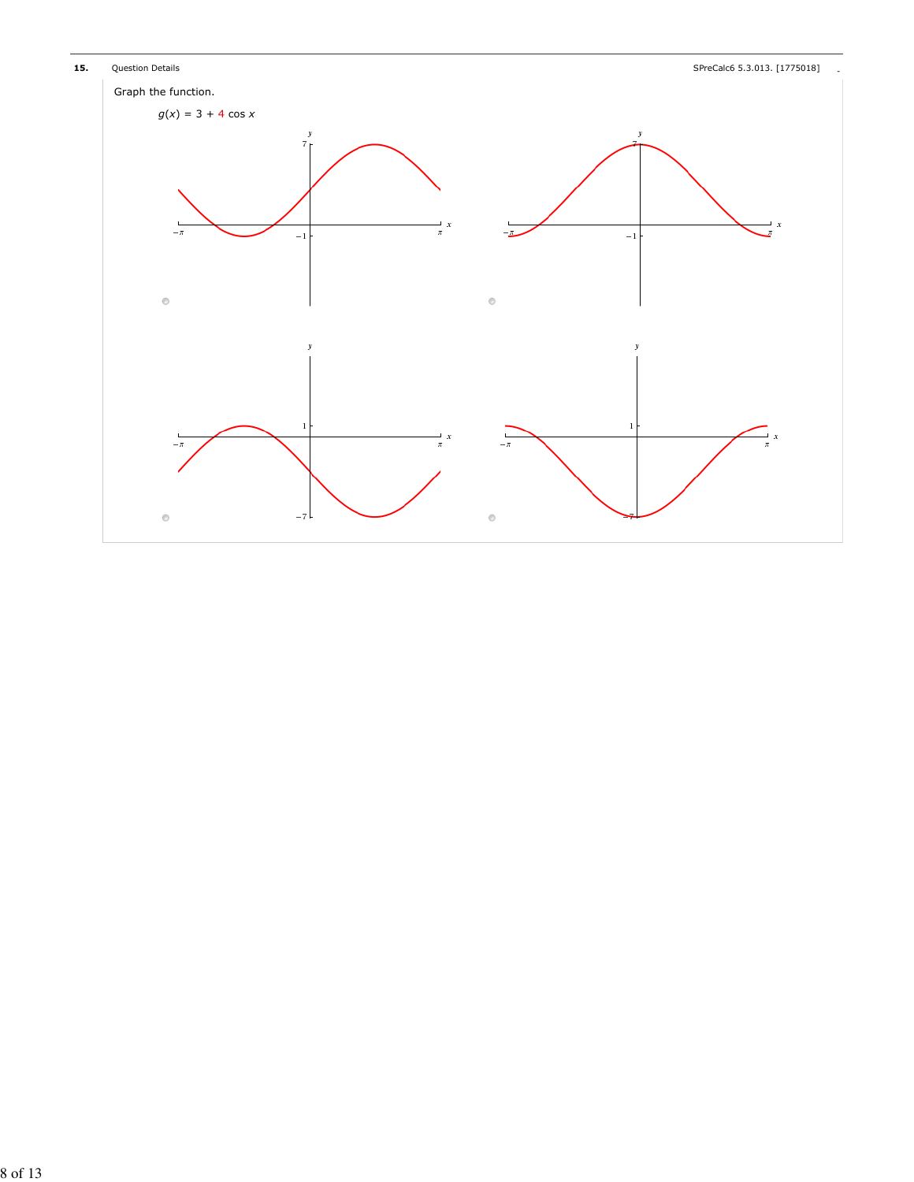**15.** Question Details SPreCalc6 5.3.013. [1775018]

Graph the function.

$g(x) = 3 + 4 \cos x$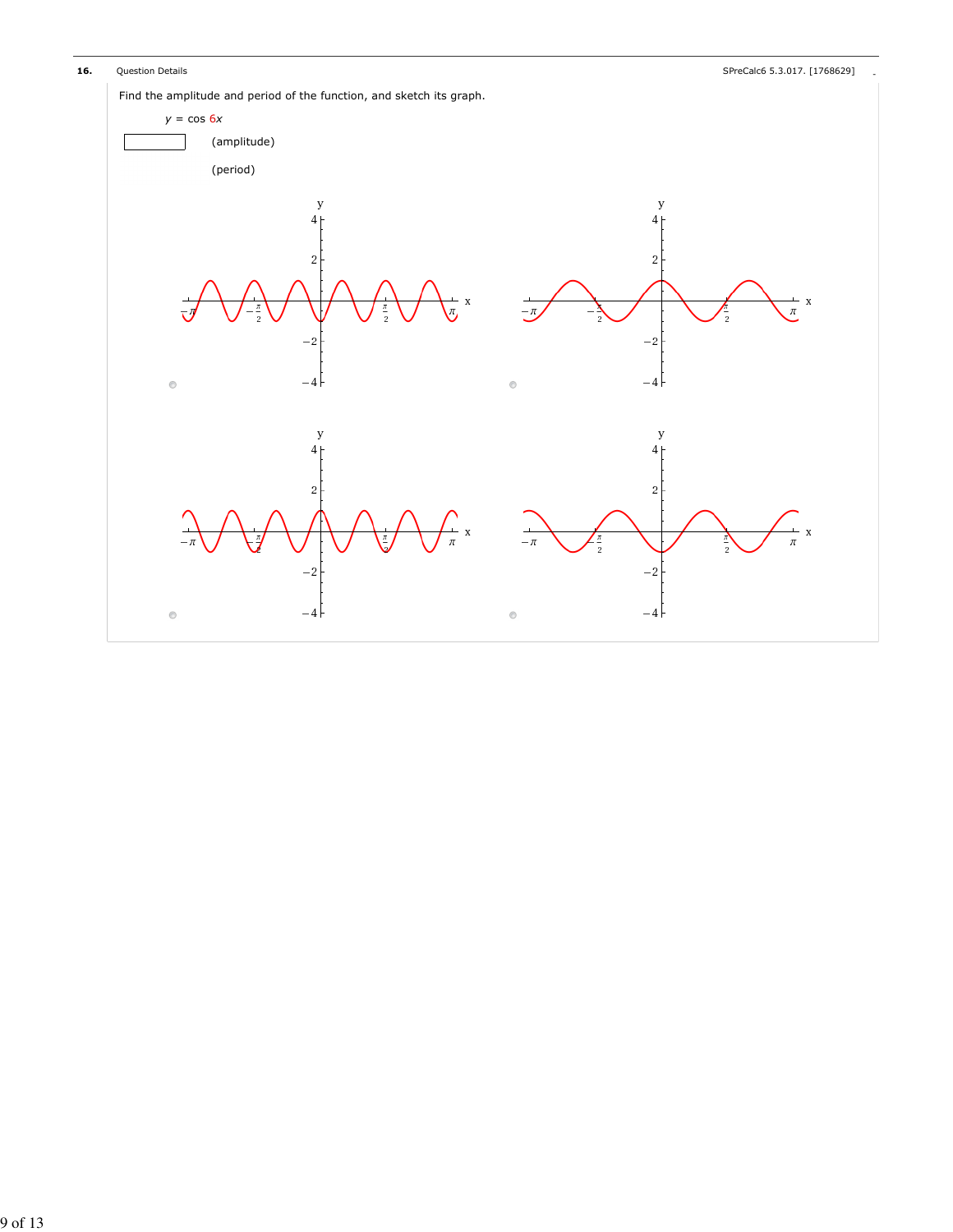**16.** Question Details SPreCalc6 5.3.017. [1768629]

Find the amplitude and period of the function, and sketch its graph.

$y = \cos 6x$

(amplitude)

(period)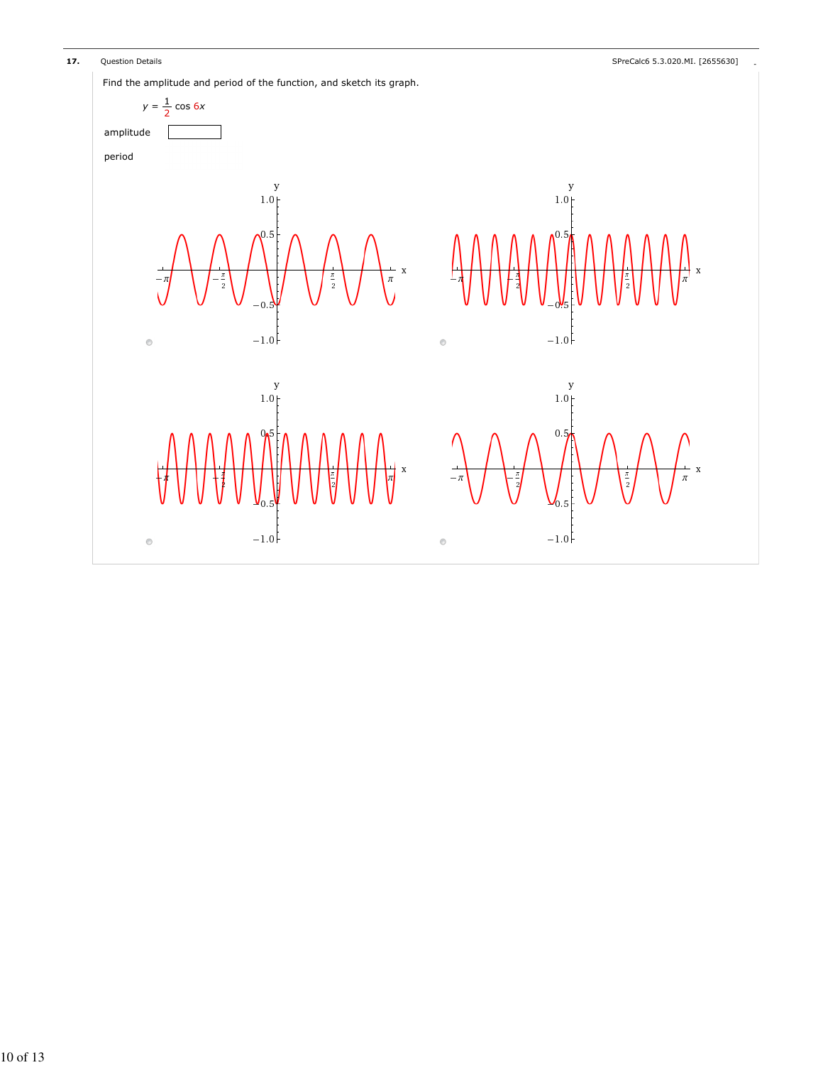**17.** Question Details — SPreCalc6 5.3.020.MI. [2655630]

Find the amplitude and period of the function, and sketch its graph.

$$y = \frac{1}{2} \cos 6x$$

amplitude [ ]

period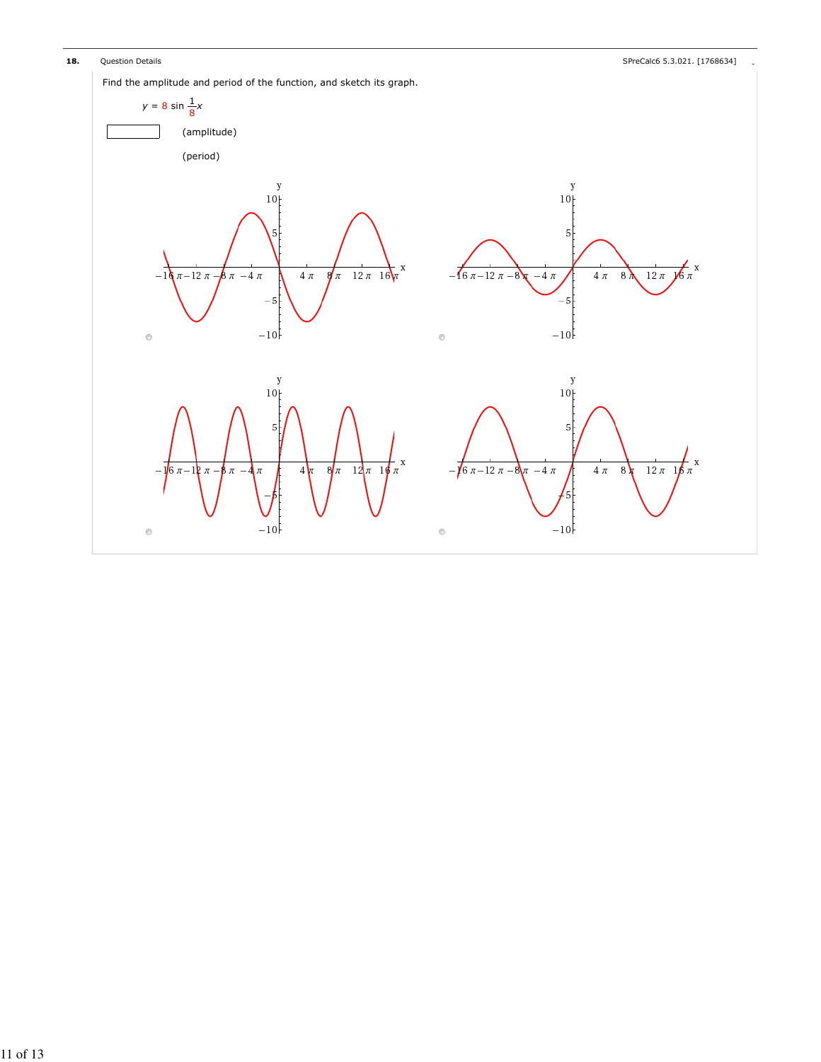**18.** Question Details SPreCalc6 5.3.021. [1768634]

Find the amplitude and period of the function, and sketch its graph.

$y = 8 \sin \frac{1}{8}x$

(amplitude)

(period)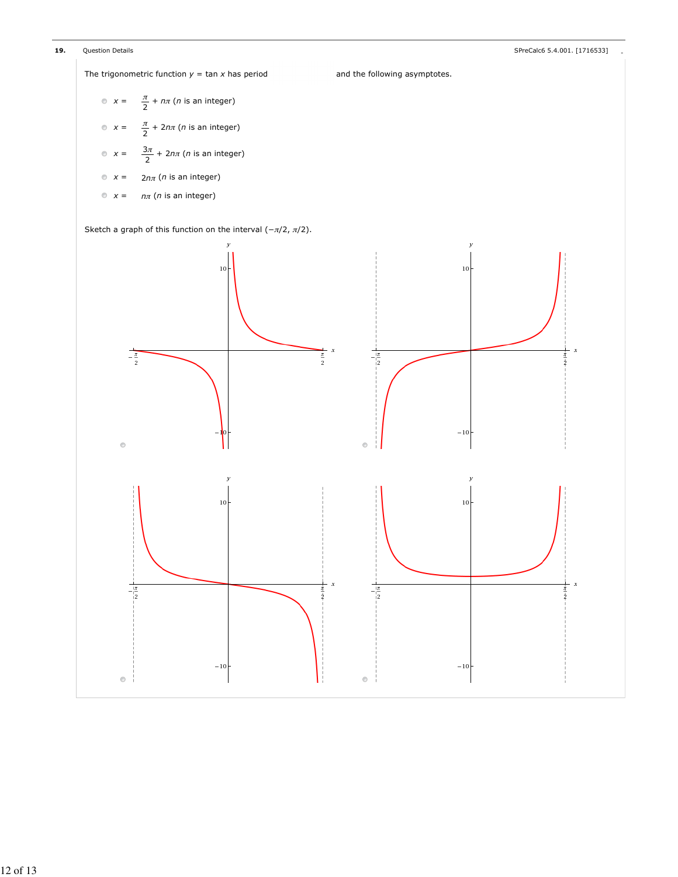**19.** Question Details SPreCalc6 5.4.001. [1716533]

The trigonometric function $y = \tan x$ has period ____________ and the following asymptotes.

- $x = \frac{\pi}{2} + n\pi$ ($n$ is an integer)
- $x = \frac{\pi}{2} + 2n\pi$ ($n$ is an integer)
- $x = \frac{3\pi}{2} + 2n\pi$ ($n$ is an integer)
- $x = 2n\pi$ ($n$ is an integer)
- $x = n\pi$ ($n$ is an integer)

Sketch a graph of this function on the interval $(-\pi/2, \pi/2)$.

- (graph option 1)
- (graph option 2)
- (graph option 3)
- (graph option 4)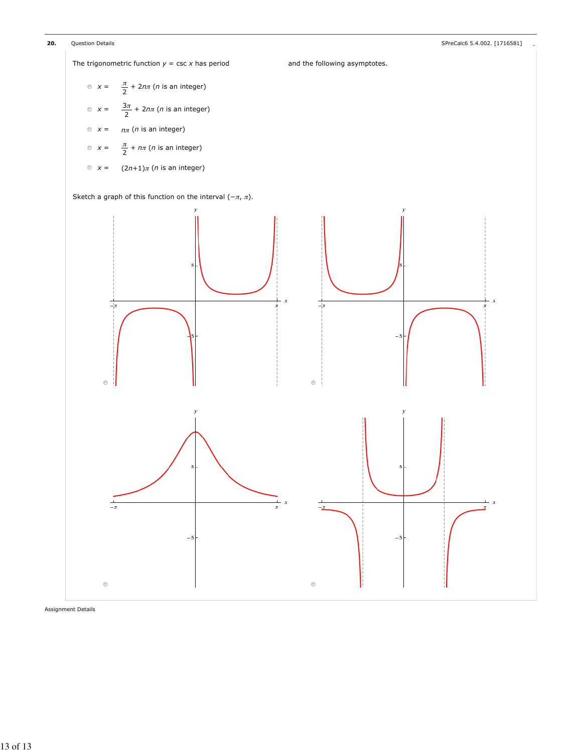**20.** Question Details SPreCalc6 5.4.002. [1716581]

The trigonometric function $y = \csc x$ has period ____ and the following asymptotes.

- $x = \dfrac{\pi}{2} + 2n\pi$ ($n$ is an integer)
- $x = \dfrac{3\pi}{2} + 2n\pi$ ($n$ is an integer)
- $x = n\pi$ ($n$ is an integer)
- $x = \dfrac{\pi}{2} + n\pi$ ($n$ is an integer)
- $x = (2n+1)\pi$ ($n$ is an integer)

Sketch a graph of this function on the interval $(-\pi, \pi)$.

y
5
x
$-\pi$
$\pi$
−5

y
5
x
$-\pi$
$\pi$
−5

y
5
x
$-\pi$
$\pi$
−5

y
5
x
$-\pi$
$\pi$
−5

Assignment Details